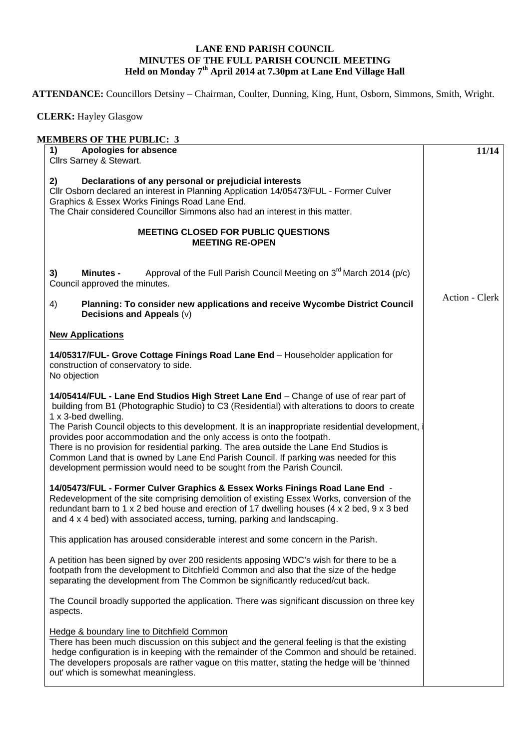**LANE END PARISH COUNCIL**
**MINUTES OF THE FULL PARISH COUNCIL MEETING**
**Held on Monday 7th April 2014 at 7.30pm at Lane End Village Hall**

**ATTENDANCE:** Councillors Detsiny – Chairman, Coulter, Dunning, King, Hunt, Osborn, Simmons, Smith, Wright.

**CLERK:** Hayley Glasgow

**MEMBERS OF THE PUBLIC: 3**

| | |
|---|---|
| **1) Apologies for absence**<br>Cllrs Sarney & Stewart.<br><br>**2) Declarations of any personal or prejudicial interests**<br>Cllr Osborn declared an interest in Planning Application 14/05473/FUL - Former Culver Graphics & Essex Works Finings Road Lane End.<br>The Chair considered Councillor Simmons also had an interest in this matter.<br><br>**MEETING CLOSED FOR PUBLIC QUESTIONS**<br>**MEETING RE-OPEN**<br><br>**3) Minutes -** Approval of the Full Parish Council Meeting on 3rd March 2014 (p/c)<br>Council approved the minutes. | **11/14** |
| 4) **Planning: To consider new applications and receive Wycombe District Council Decisions and Appeals** (v)<br><br>**New Applications**<br><br>**14/05317/FUL- Grove Cottage Finings Road Lane End** – Householder application for construction of conservatory to side.<br>No objection<br><br>**14/05414/FUL - Lane End Studios High Street Lane End** – Change of use of rear part of building from B1 (Photographic Studio) to C3 (Residential) with alterations to doors to create 1 x 3-bed dwelling.<br>The Parish Council objects to this development. It is an inappropriate residential development, i provides poor accommodation and the only access is onto the footpath.<br>There is no provision for residential parking. The area outside the Lane End Studios is Common Land that is owned by Lane End Parish Council. If parking was needed for this development permission would need to be sought from the Parish Council.<br><br>**14/05473/FUL - Former Culver Graphics & Essex Works Finings Road Lane End** - Redevelopment of the site comprising demolition of existing Essex Works, conversion of the redundant barn to 1 x 2 bed house and erection of 17 dwelling houses (4 x 2 bed, 9 x 3 bed and 4 x 4 bed) with associated access, turning, parking and landscaping.<br><br>This application has aroused considerable interest and some concern in the Parish.<br><br>A petition has been signed by over 200 residents apposing WDC's wish for there to be a footpath from the development to Ditchfield Common and also that the size of the hedge separating the development from The Common be significantly reduced/cut back.<br><br>The Council broadly supported the application. There was significant discussion on three key aspects.<br><br>Hedge & boundary line to Ditchfield Common<br>There has been much discussion on this subject and the general feeling is that the existing hedge configuration is in keeping with the remainder of the Common and should be retained. The developers proposals are rather vague on this matter, stating the hedge will be 'thinned out' which is somewhat meaningless. | Action - Clerk |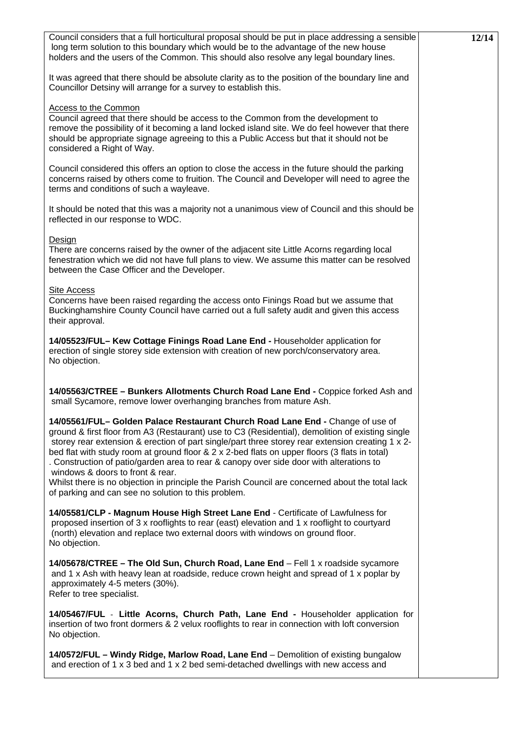Council considers that a full horticultural proposal should be put in place addressing a sensible long term solution to this boundary which would be to the advantage of the new house holders and the users of the Common. This should also resolve any legal boundary lines.

It was agreed that there should be absolute clarity as to the position of the boundary line and Councillor Detsiny will arrange for a survey to establish this.

Access to the Common

Council agreed that there should be access to the Common from the development to remove the possibility of it becoming a land locked island site. We do feel however that there should be appropriate signage agreeing to this a Public Access but that it should not be considered a Right of Way.

Council considered this offers an option to close the access in the future should the parking concerns raised by others come to fruition. The Council and Developer will need to agree the terms and conditions of such a wayleave.

It should be noted that this was a majority not a unanimous view of Council and this should be reflected in our response to WDC.

Design

There are concerns raised by the owner of the adjacent site Little Acorns regarding local fenestration which we did not have full plans to view. We assume this matter can be resolved between the Case Officer and the Developer.

Site Access

Concerns have been raised regarding the access onto Finings Road but we assume that Buckinghamshire County Council have carried out a full safety audit and given this access their approval.

**14/05523/FUL– Kew Cottage Finings Road Lane End -** Householder application for erection of single storey side extension with creation of new porch/conservatory area.
No objection.

**14/05563/CTREE – Bunkers Allotments Church Road Lane End -** Coppice forked Ash and small Sycamore, remove lower overhanging branches from mature Ash.

**14/05561/FUL– Golden Palace Restaurant Church Road Lane End -** Change of use of ground & first floor from A3 (Restaurant) use to C3 (Residential), demolition of existing single storey rear extension & erection of part single/part three storey rear extension creating 1 x 2-bed flat with study room at ground floor & 2 x 2-bed flats on upper floors (3 flats in total). Construction of patio/garden area to rear & canopy over side door with alterations to windows & doors to front & rear.
Whilst there is no objection in principle the Parish Council are concerned about the total lack of parking and can see no solution to this problem.

**14/05581/CLP - Magnum House High Street Lane End** - Certificate of Lawfulness for proposed insertion of 3 x rooflights to rear (east) elevation and 1 x rooflight to courtyard (north) elevation and replace two external doors with windows on ground floor.
No objection.

**14/05678/CTREE – The Old Sun, Church Road, Lane End** – Fell 1 x roadside sycamore and 1 x Ash with heavy lean at roadside, reduce crown height and spread of 1 x poplar by approximately 4-5 meters (30%).
Refer to tree specialist.

**14/05467/FUL - Little Acorns, Church Path, Lane End -** Householder application for insertion of two front dormers & 2 velux rooflights to rear in connection with loft conversion
No objection.

**14/0572/FUL – Windy Ridge, Marlow Road, Lane End** – Demolition of existing bungalow and erection of 1 x 3 bed and 1 x 2 bed semi-detached dwellings with new access and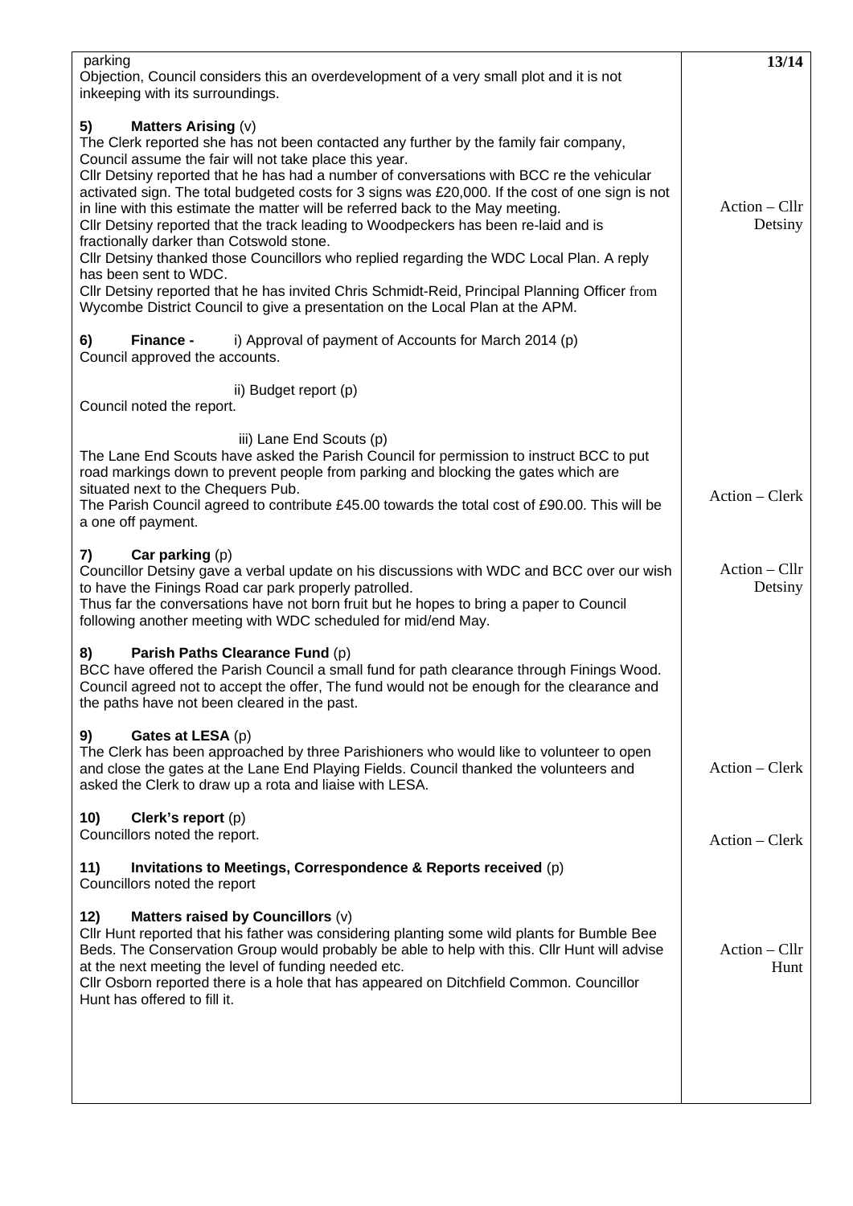parking
Objection, Council considers this an overdevelopment of a very small plot and it is not inkeeping with its surroundings.

**5) Matters Arising** (v)
The Clerk reported she has not been contacted any further by the family fair company, Council assume the fair will not take place this year.
Cllr Detsiny reported that he has had a number of conversations with BCC re the vehicular activated sign. The total budgeted costs for 3 signs was £20,000. If the cost of one sign is not in line with this estimate the matter will be referred back to the May meeting. — *Action – Cllr Detsiny*
Cllr Detsiny reported that the track leading to Woodpeckers has been re-laid and is fractionally darker than Cotswold stone.
Cllr Detsiny thanked those Councillors who replied regarding the WDC Local Plan. A reply has been sent to WDC.
Cllr Detsiny reported that he has invited Chris Schmidt-Reid, Principal Planning Officer from Wycombe District Council to give a presentation on the Local Plan at the APM.

**6) Finance -** i) Approval of payment of Accounts for March 2014 (p)
Council approved the accounts.

ii) Budget report (p)
Council noted the report.

iii) Lane End Scouts (p)
The Lane End Scouts have asked the Parish Council for permission to instruct BCC to put road markings down to prevent people from parking and blocking the gates which are situated next to the Chequers Pub.
The Parish Council agreed to contribute £45.00 towards the total cost of £90.00. This will be a one off payment. — *Action – Clerk*

**7) Car parking** (p)
Councillor Detsiny gave a verbal update on his discussions with WDC and BCC over our wish to have the Finings Road car park properly patrolled. — *Action – Cllr Detsiny*
Thus far the conversations have not born fruit but he hopes to bring a paper to Council following another meeting with WDC scheduled for mid/end May.

**8) Parish Paths Clearance Fund** (p)
BCC have offered the Parish Council a small fund for path clearance through Finings Wood. Council agreed not to accept the offer, The fund would not be enough for the clearance and the paths have not been cleared in the past.

**9) Gates at LESA** (p)
The Clerk has been approached by three Parishioners who would like to volunteer to open and close the gates at the Lane End Playing Fields. Council thanked the volunteers and asked the Clerk to draw up a rota and liaise with LESA. — *Action – Clerk*

**10) Clerk's report** (p)
Councillors noted the report. — *Action – Clerk*

**11) Invitations to Meetings, Correspondence & Reports received** (p)
Councillors noted the report

**12) Matters raised by Councillors** (v)
Cllr Hunt reported that his father was considering planting some wild plants for Bumble Bee Beds. The Conservation Group would probably be able to help with this. Cllr Hunt will advise at the next meeting the level of funding needed etc. — *Action – Cllr Hunt*
Cllr Osborn reported there is a hole that has appeared on Ditchfield Common. Councillor Hunt has offered to fill it.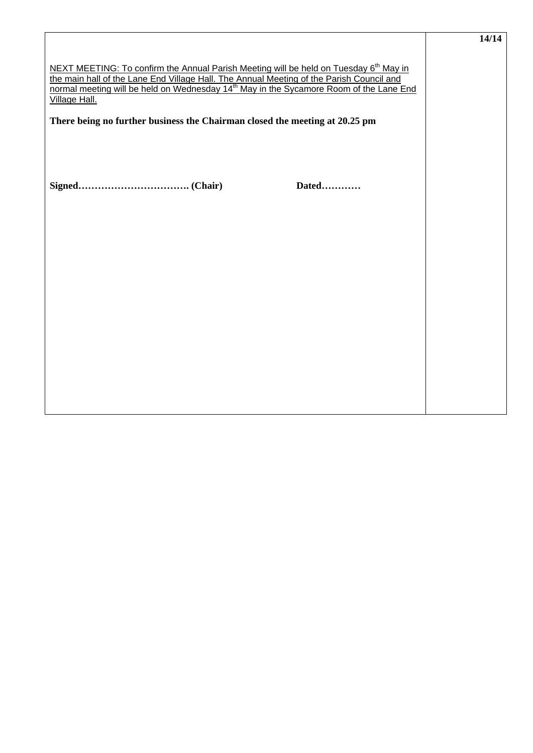NEXT MEETING: To confirm the Annual Parish Meeting will be held on Tuesday 6th May in the main hall of the Lane End Village Hall. The Annual Meeting of the Parish Council and normal meeting will be held on Wednesday 14th May in the Sycamore Room of the Lane End Village Hall.

**There being no further business the Chairman closed the meeting at 20.25 pm**

**Signed……………………………. (Chair)** **Dated…………**